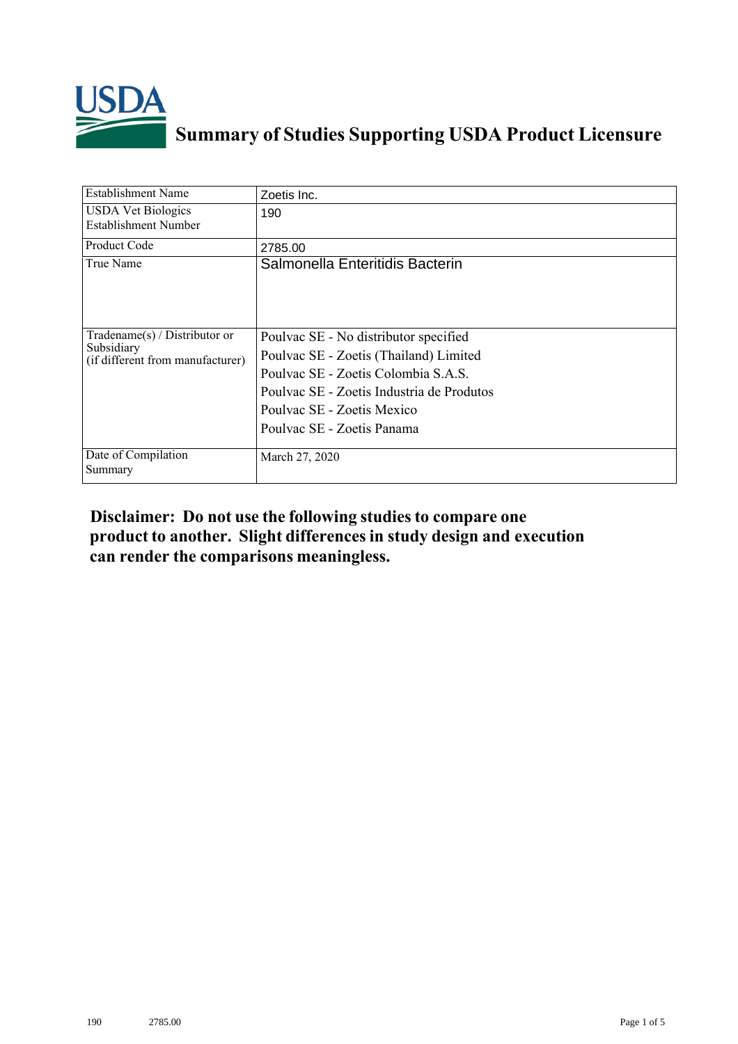# Summary of Studies Supporting USDA Product Licensure

| | |
|---|---|
| Establishment Name | Zoetis Inc. |
| USDA Vet Biologics Establishment Number | 190 |
| Product Code | 2785.00 |
| True Name | Salmonella Enteritidis Bacterin |
| Tradename(s) / Distributor or Subsidiary (if different from manufacturer) | Poulvac SE - No distributor specified<br>Poulvac SE - Zoetis (Thailand) Limited<br>Poulvac SE - Zoetis Colombia S.A.S.<br>Poulvac SE - Zoetis Industria de Produtos<br>Poulvac SE - Zoetis Mexico<br>Poulvac SE - Zoetis Panama |
| Date of Compilation Summary | March 27, 2020 |

**Disclaimer: Do not use the following studies to compare one product to another. Slight differences in study design and execution can render the comparisons meaningless.**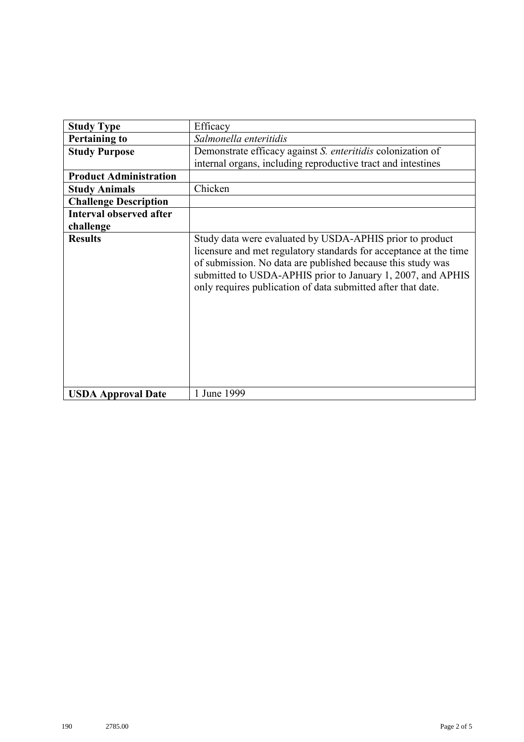| | |
|---|---|
| **Study Type** | Efficacy |
| **Pertaining to** | *Salmonella enteritidis* |
| **Study Purpose** | Demonstrate efficacy against *S. enteritidis* colonization of internal organs, including reproductive tract and intestines |
| **Product Administration** | |
| **Study Animals** | Chicken |
| **Challenge Description** | |
| **Interval observed after challenge** | |
| **Results** | Study data were evaluated by USDA-APHIS prior to product licensure and met regulatory standards for acceptance at the time of submission. No data are published because this study was submitted to USDA-APHIS prior to January 1, 2007, and APHIS only requires publication of data submitted after that date. |
| **USDA Approval Date** | 1 June 1999 |

190 2785.00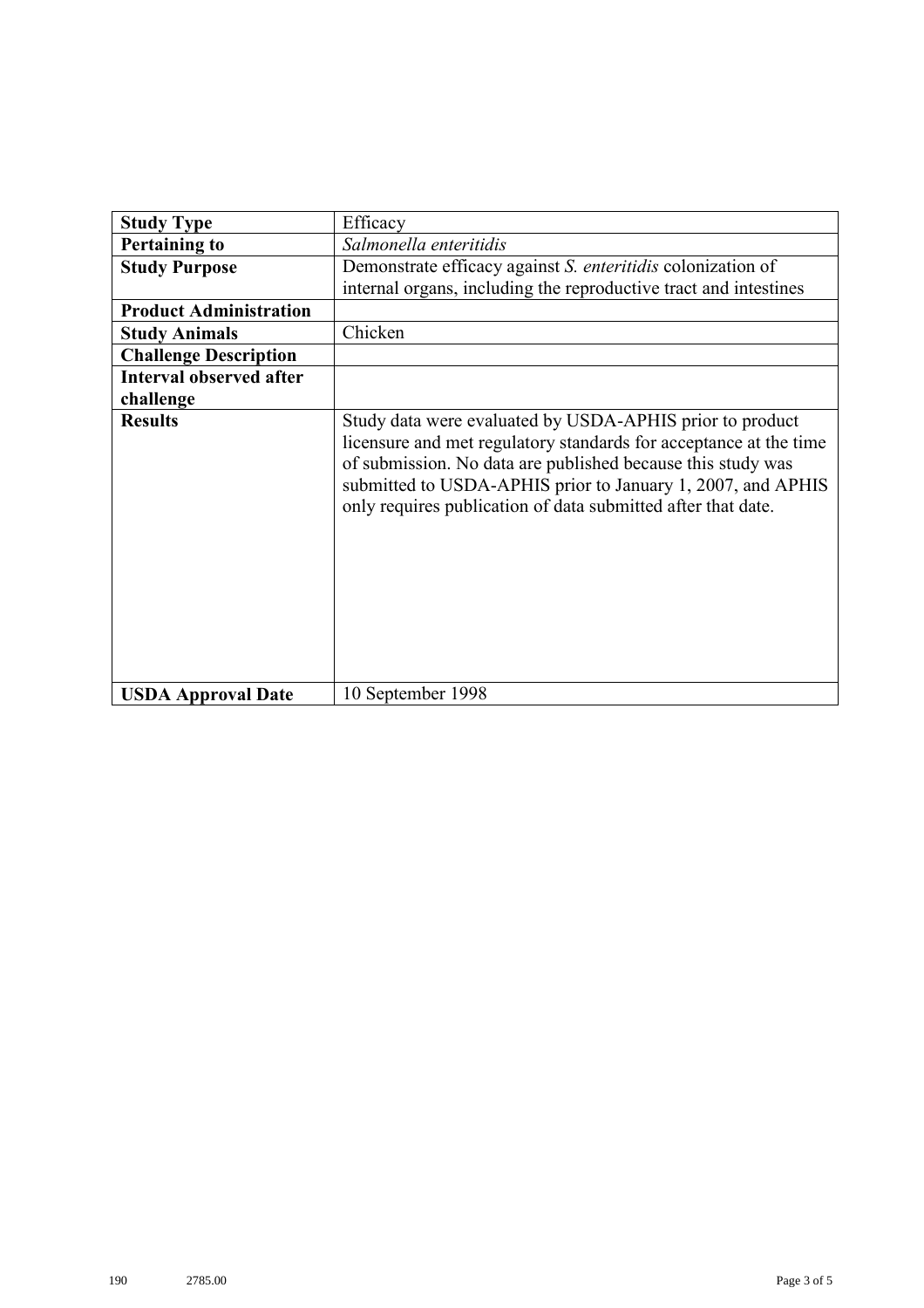| | |
|---|---|
| **Study Type** | Efficacy |
| **Pertaining to** | *Salmonella enteritidis* |
| **Study Purpose** | Demonstrate efficacy against *S. enteritidis* colonization of internal organs, including the reproductive tract and intestines |
| **Product Administration** | |
| **Study Animals** | Chicken |
| **Challenge Description** | |
| **Interval observed after challenge** | |
| **Results** | Study data were evaluated by USDA-APHIS prior to product licensure and met regulatory standards for acceptance at the time of submission. No data are published because this study was submitted to USDA-APHIS prior to January 1, 2007, and APHIS only requires publication of data submitted after that date. |
| **USDA Approval Date** | 10 September 1998 |

190 2785.00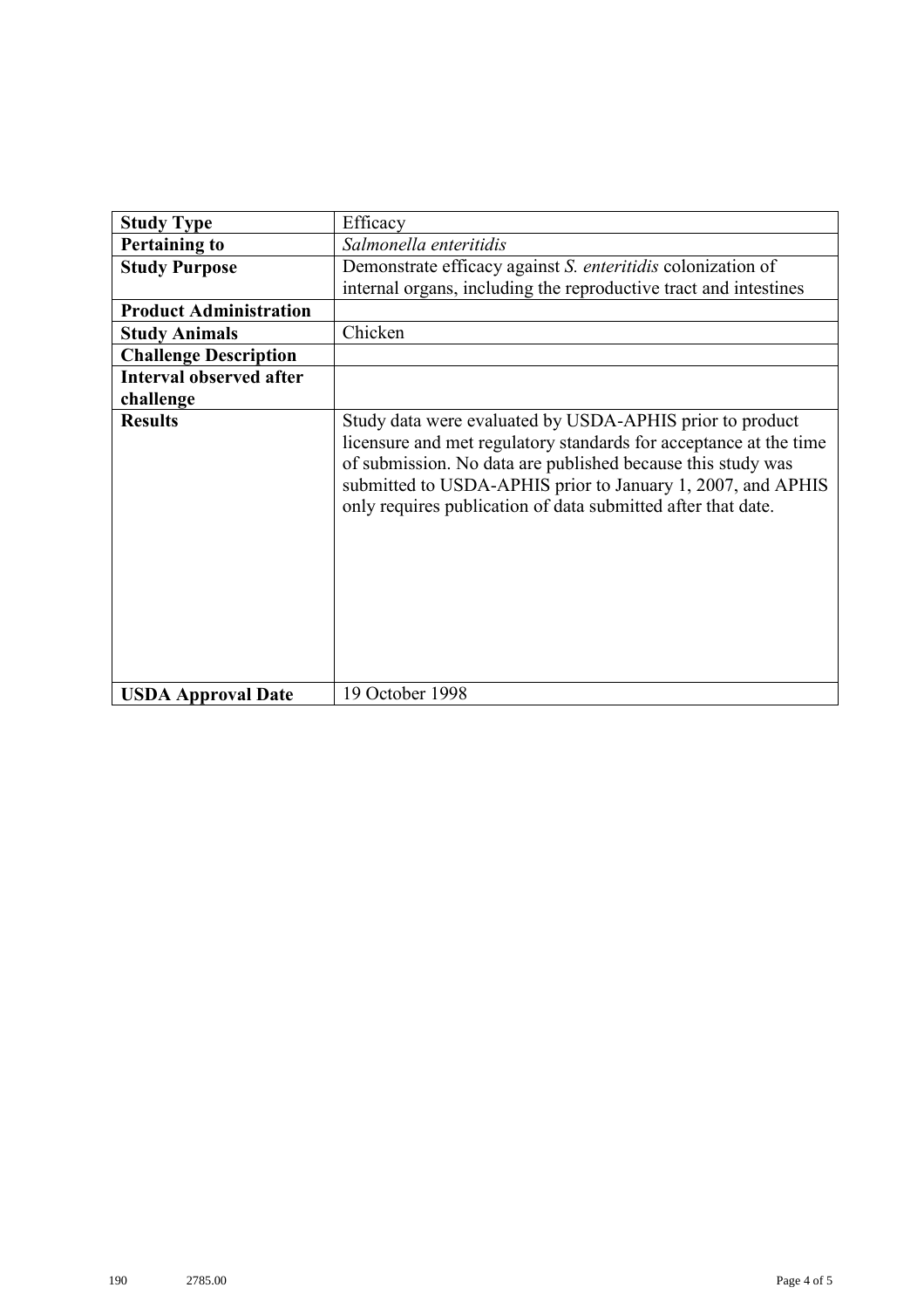| | |
|---|---|
| **Study Type** | Efficacy |
| **Pertaining to** | *Salmonella enteritidis* |
| **Study Purpose** | Demonstrate efficacy against *S. enteritidis* colonization of internal organs, including the reproductive tract and intestines |
| **Product Administration** | |
| **Study Animals** | Chicken |
| **Challenge Description** | |
| **Interval observed after challenge** | |
| **Results** | Study data were evaluated by USDA-APHIS prior to product licensure and met regulatory standards for acceptance at the time of submission. No data are published because this study was submitted to USDA-APHIS prior to January 1, 2007, and APHIS only requires publication of data submitted after that date. |
| **USDA Approval Date** | 19 October 1998 |

190 2785.00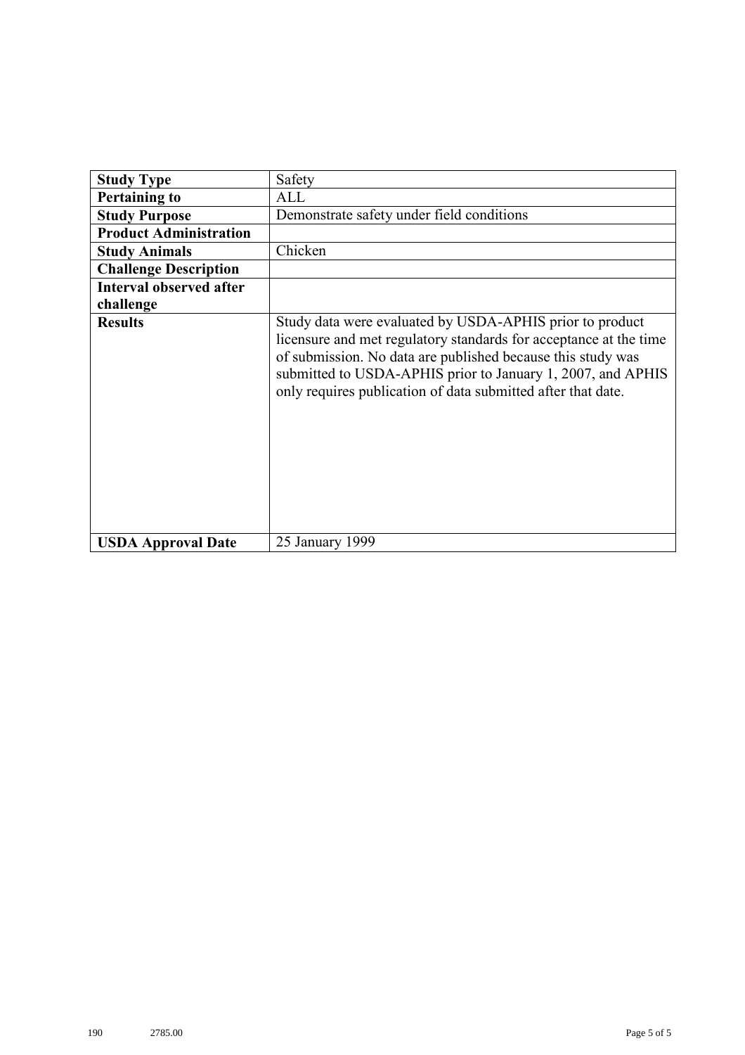| | |
|---|---|
| **Study Type** | Safety |
| **Pertaining to** | ALL |
| **Study Purpose** | Demonstrate safety under field conditions |
| **Product Administration** | |
| **Study Animals** | Chicken |
| **Challenge Description** | |
| **Interval observed after challenge** | |
| **Results** | Study data were evaluated by USDA-APHIS prior to product licensure and met regulatory standards for acceptance at the time of submission. No data are published because this study was submitted to USDA-APHIS prior to January 1, 2007, and APHIS only requires publication of data submitted after that date. |
| **USDA Approval Date** | 25 January 1999 |

190 2785.00